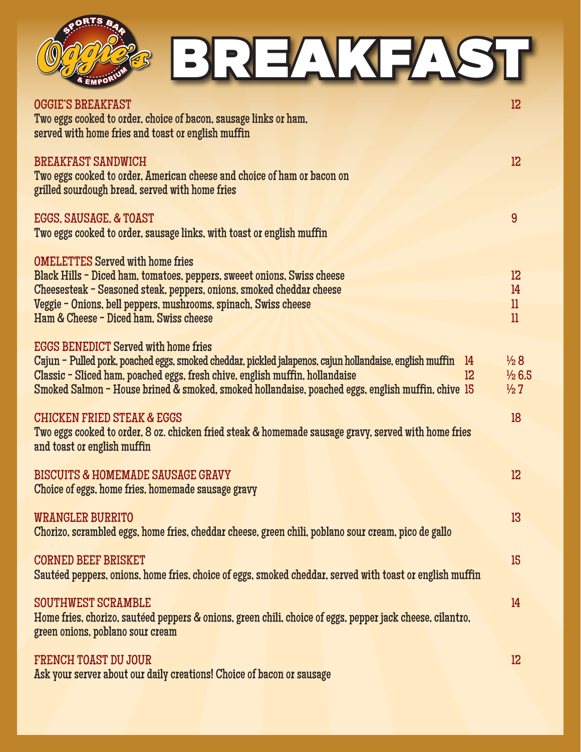# Oggie's Sports Bar & Emporium — BREAKFAST

**OGGIE'S BREAKFAST** — 12
Two eggs cooked to order, choice of bacon, sausage links or ham, served with home fries and toast or english muffin

**BREAKFAST SANDWICH** — 12
Two eggs cooked to order, American cheese and choice of ham or bacon on grilled sourdough bread, served with home fries

**EGGS, SAUSAGE, & TOAST** — 9
Two eggs cooked to order, sausage links, with toast or english muffin

**OMELETTES** Served with home fries

- Black Hills – Diced ham, tomatoes, peppers, sweeet onions, Swiss cheese — 12
- Cheesesteak – Seasoned steak, peppers, onions, smoked cheddar cheese — 14
- Veggie – Onions, bell peppers, mushrooms, spinach, Swiss cheese — 11
- Ham & Cheese – Diced ham, Swiss cheese — 11

**EGGS BENEDICT** Served with home fries

- Cajun – Pulled pork, poached eggs, smoked cheddar, pickled jalapenos, cajun hollandaise, english muffin — 14 — ½ 8
- Classic – Sliced ham, poached eggs, fresh chive, english muffin, hollandaise — 12 — ½ 6.5
- Smoked Salmon – House brined & smoked, smoked hollandaise, poached eggs, english muffin, chive — 15 — ½ 7

**CHICKEN FRIED STEAK & EGGS** — 18
Two eggs cooked to order, 8 oz. chicken fried steak & homemade sausage gravy, served with home fries and toast or english muffin

**BISCUITS & HOMEMADE SAUSAGE GRAVY** — 12
Choice of eggs, home fries, homemade sausage gravy

**WRANGLER BURRITO** — 13
Chorizo, scrambled eggs, home fries, cheddar cheese, green chili, poblano sour cream, pico de gallo

**CORNED BEEF BRISKET** — 15
Sautéed peppers, onions, home fries, choice of eggs, smoked cheddar, served with toast or english muffin

**SOUTHWEST SCRAMBLE** — 14
Home fries, chorizo, sautéed peppers & onions, green chili, choice of eggs, pepper jack cheese, cilantro, green onions, poblano sour cream

**FRENCH TOAST DU JOUR** — 12
Ask your server about our daily creations! Choice of bacon or sausage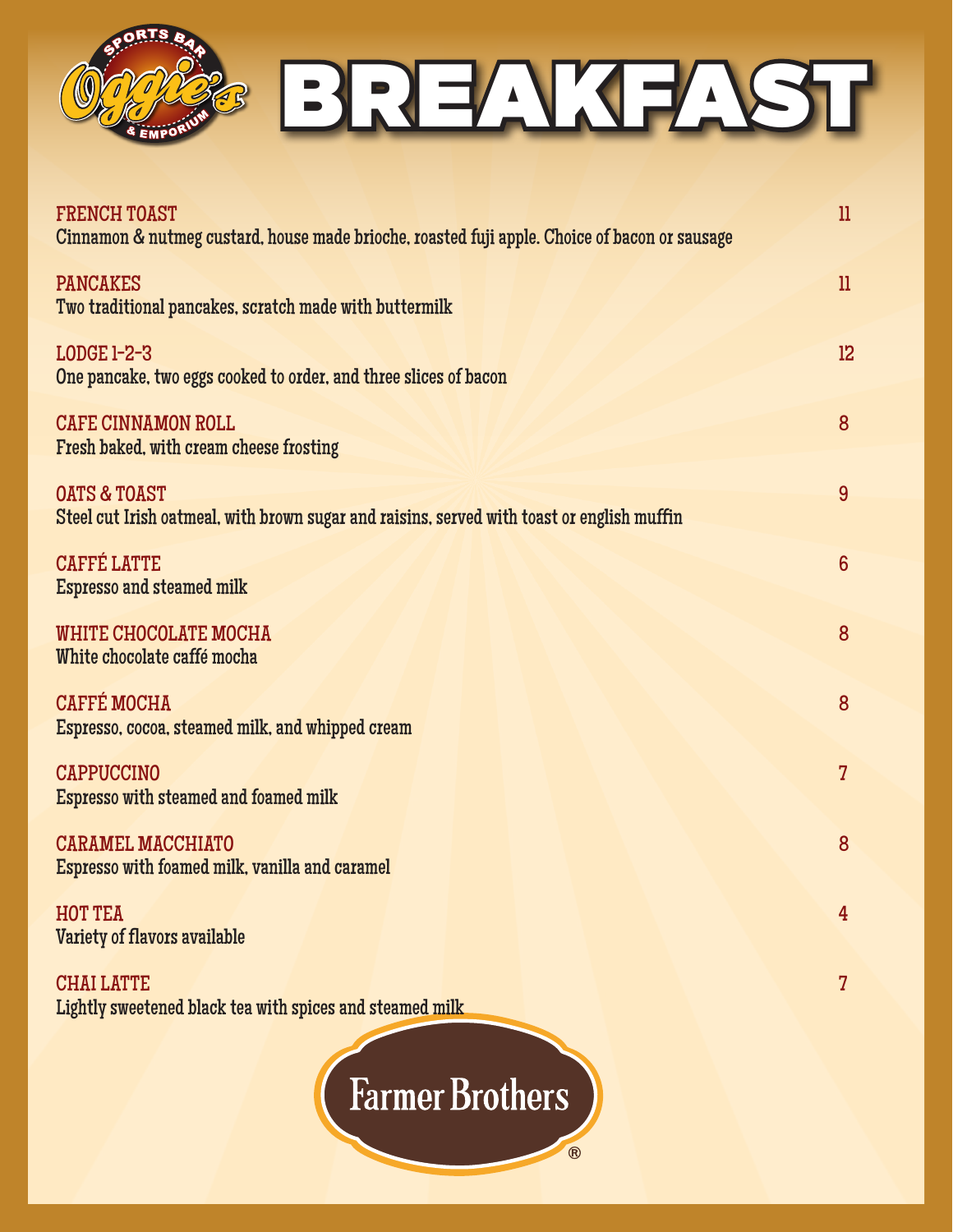# BREAKFAST

Oggie's Sports Bar & Emporium

**FRENCH TOAST** 11
Cinnamon & nutmeg custard, house made brioche, roasted fuji apple. Choice of bacon or sausage

**PANCAKES** 11
Two traditional pancakes, scratch made with buttermilk

**LODGE 1-2-3** 12
One pancake, two eggs cooked to order, and three slices of bacon

**CAFE CINNAMON ROLL** 8
Fresh baked, with cream cheese frosting

**OATS & TOAST** 9
Steel cut Irish oatmeal, with brown sugar and raisins, served with toast or english muffin

**CAFFÉ LATTE** 6
Espresso and steamed milk

**WHITE CHOCOLATE MOCHA** 8
White chocolate caffé mocha

**CAFFÉ MOCHA** 8
Espresso, cocoa, steamed milk, and whipped cream

**CAPPUCCINO** 7
Espresso with steamed and foamed milk

**CARAMEL MACCHIATO** 8
Espresso with foamed milk, vanilla and caramel

**HOT TEA** 4
Variety of flavors available

**CHAI LATTE** 7
Lightly sweetened black tea with spices and steamed milk

Farmer Brothers®